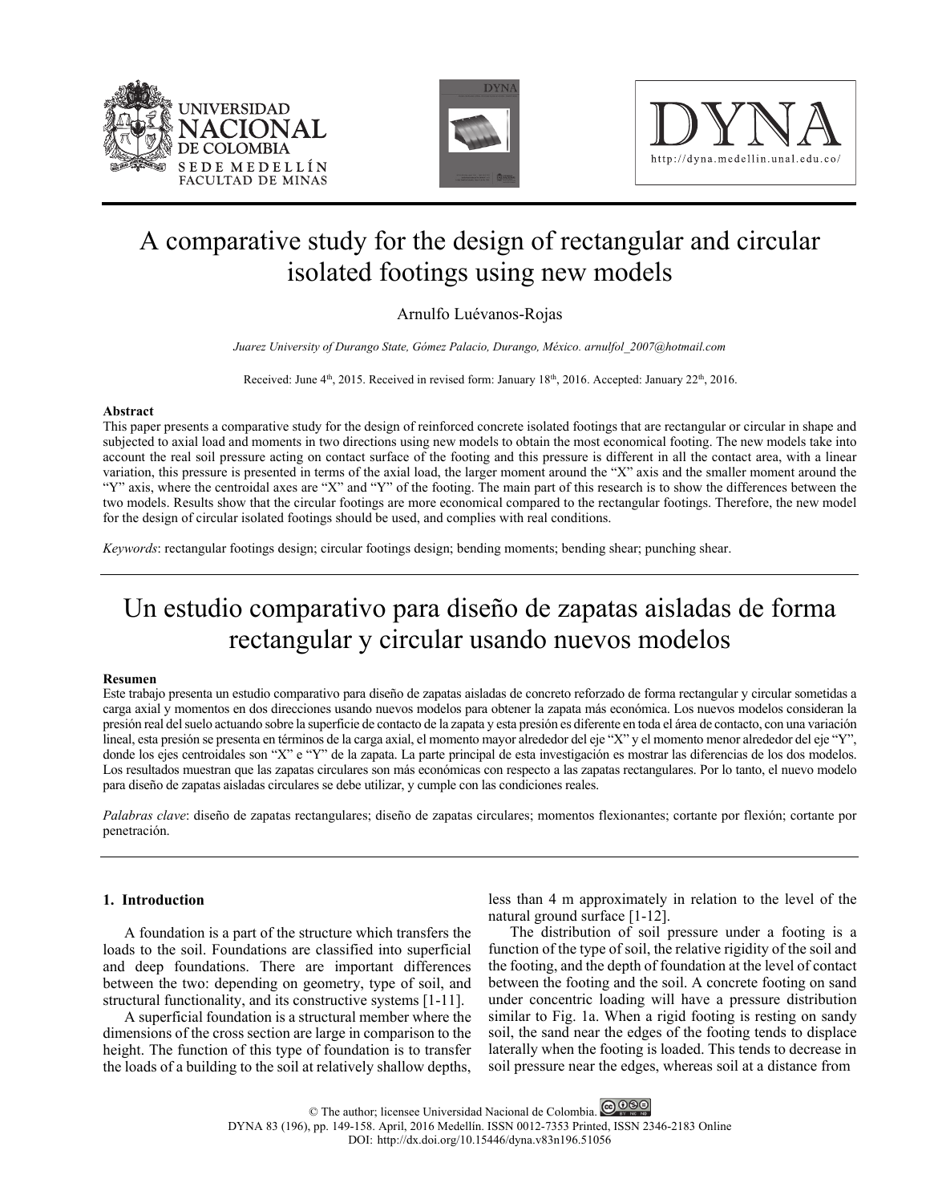# A comparative study for the design of rectangular and circular isolated footings using new models

Arnulfo Luévanos-Rojas

*Juarez University of Durango State, Gómez Palacio, Durango, México. arnulfol_2007@hotmail.com*

Received: June 4th, 2015. Received in revised form: January 18th, 2016. Accepted: January 22th, 2016.

### Abstract

This paper presents a comparative study for the design of reinforced concrete isolated footings that are rectangular or circular in shape and subjected to axial load and moments in two directions using new models to obtain the most economical footing. The new models take into account the real soil pressure acting on contact surface of the footing and this pressure is different in all the contact area, with a linear variation, this pressure is presented in terms of the axial load, the larger moment around the "X" axis and the smaller moment around the "Y" axis, where the centroidal axes are "X" and "Y" of the footing. The main part of this research is to show the differences between the two models. Results show that the circular footings are more economical compared to the rectangular footings. Therefore, the new model for the design of circular isolated footings should be used, and complies with real conditions.

*Keywords*: rectangular footings design; circular footings design; bending moments; bending shear; punching shear.

# Un estudio comparativo para diseño de zapatas aisladas de forma rectangular y circular usando nuevos modelos

### Resumen

Este trabajo presenta un estudio comparativo para diseño de zapatas aisladas de concreto reforzado de forma rectangular y circular sometidas a carga axial y momentos en dos direcciones usando nuevos modelos para obtener la zapata más económica. Los nuevos modelos consideran la presión real del suelo actuando sobre la superficie de contacto de la zapata y esta presión es diferente en toda el área de contacto, con una variación lineal, esta presión se presenta en términos de la carga axial, el momento mayor alrededor del eje "X" y el momento menor alrededor del eje "Y", donde los ejes centroidales son "X" e "Y" de la zapata. La parte principal de esta investigación es mostrar las diferencias de los dos modelos. Los resultados muestran que las zapatas circulares son más económicas con respecto a las zapatas rectangulares. Por lo tanto, el nuevo modelo para diseño de zapatas aisladas circulares se debe utilizar, y cumple con las condiciones reales.

*Palabras clave*: diseño de zapatas rectangulares; diseño de zapatas circulares; momentos flexionantes; cortante por flexión; cortante por penetración.

## 1. Introduction

A foundation is a part of the structure which transfers the loads to the soil. Foundations are classified into superficial and deep foundations. There are important differences between the two: depending on geometry, type of soil, and structural functionality, and its constructive systems [1-11].

A superficial foundation is a structural member where the dimensions of the cross section are large in comparison to the height. The function of this type of foundation is to transfer the loads of a building to the soil at relatively shallow depths, less than 4 m approximately in relation to the level of the natural ground surface [1-12].

The distribution of soil pressure under a footing is a function of the type of soil, the relative rigidity of the soil and the footing, and the depth of foundation at the level of contact between the footing and the soil. A concrete footing on sand under concentric loading will have a pressure distribution similar to Fig. 1a. When a rigid footing is resting on sandy soil, the sand near the edges of the footing tends to displace laterally when the footing is loaded. This tends to decrease in soil pressure near the edges, whereas soil at a distance from

© The author; licensee Universidad Nacional de Colombia.
DOI: http://dx.doi.org/10.15446/dyna.v83n196.51056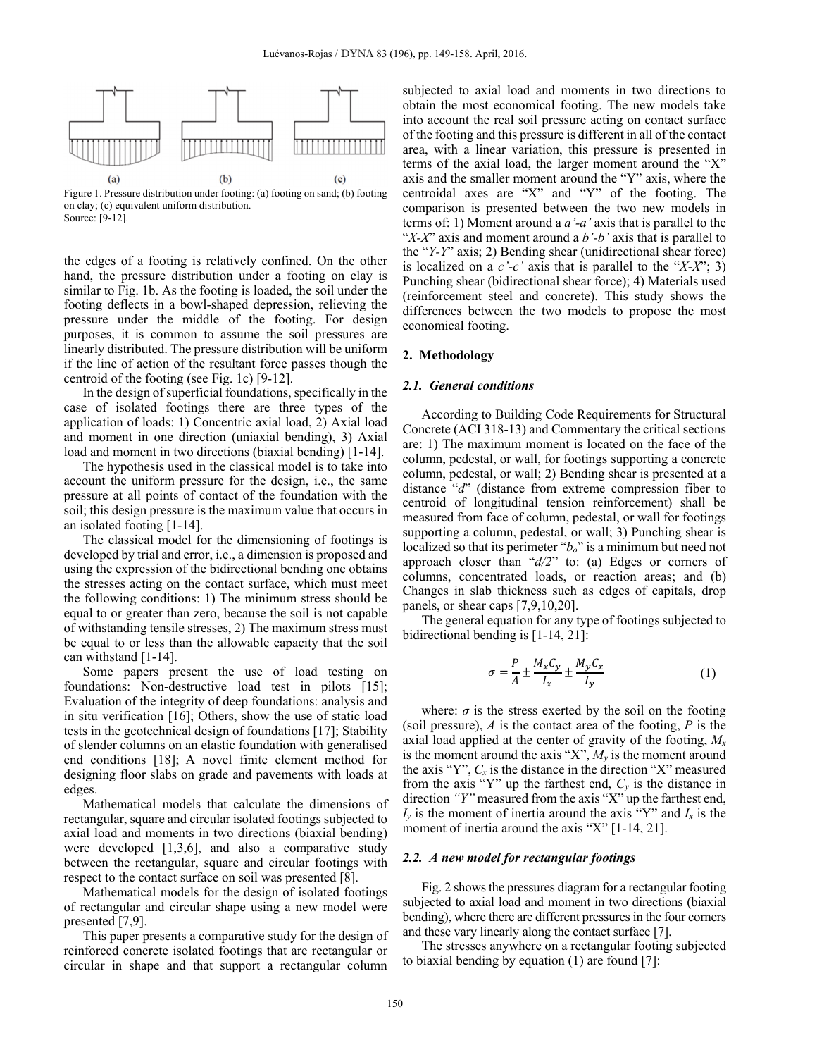Figure 1. Pressure distribution under footing: (a) footing on sand; (b) footing on clay; (c) equivalent uniform distribution.
Source: [9-12].

the edges of a footing is relatively confined. On the other hand, the pressure distribution under a footing on clay is similar to Fig. 1b. As the footing is loaded, the soil under the footing deflects in a bowl-shaped depression, relieving the pressure under the middle of the footing. For design purposes, it is common to assume the soil pressures are linearly distributed. The pressure distribution will be uniform if the line of action of the resultant force passes though the centroid of the footing (see Fig. 1c) [9-12].

In the design of superficial foundations, specifically in the case of isolated footings there are three types of the application of loads: 1) Concentric axial load, 2) Axial load and moment in one direction (uniaxial bending), 3) Axial load and moment in two directions (biaxial bending) [1-14].

The hypothesis used in the classical model is to take into account the uniform pressure for the design, i.e., the same pressure at all points of contact of the foundation with the soil; this design pressure is the maximum value that occurs in an isolated footing [1-14].

The classical model for the dimensioning of footings is developed by trial and error, i.e., a dimension is proposed and using the expression of the bidirectional bending one obtains the stresses acting on the contact surface, which must meet the following conditions: 1) The minimum stress should be equal to or greater than zero, because the soil is not capable of withstanding tensile stresses, 2) The maximum stress must be equal to or less than the allowable capacity that the soil can withstand [1-14].

Some papers present the use of load testing on foundations: Non-destructive load test in pilots [15]; Evaluation of the integrity of deep foundations: analysis and in situ verification [16]; Others, show the use of static load tests in the geotechnical design of foundations [17]; Stability of slender columns on an elastic foundation with generalised end conditions [18]; A novel finite element method for designing floor slabs on grade and pavements with loads at edges.

Mathematical models that calculate the dimensions of rectangular, square and circular isolated footings subjected to axial load and moments in two directions (biaxial bending) were developed [1,3,6], and also a comparative study between the rectangular, square and circular footings with respect to the contact surface on soil was presented [8].

Mathematical models for the design of isolated footings of rectangular and circular shape using a new model were presented [7,9].

This paper presents a comparative study for the design of reinforced concrete isolated footings that are rectangular or circular in shape and that support a rectangular column subjected to axial load and moments in two directions to obtain the most economical footing. The new models take into account the real soil pressure acting on contact surface of the footing and this pressure is different in all of the contact area, with a linear variation, this pressure is presented in terms of the axial load, the larger moment around the "X" axis and the smaller moment around the "Y" axis, where the centroidal axes are "X" and "Y" of the footing. The comparison is presented between the two new models in terms of: 1) Moment around a *a'-a'* axis that is parallel to the "*X-X*" axis and moment around a *b'-b'* axis that is parallel to the "*Y-Y*" axis; 2) Bending shear (unidirectional shear force) is localized on a *c'-c'* axis that is parallel to the "*X-X*"; 3) Punching shear (bidirectional shear force); 4) Materials used (reinforcement steel and concrete). This study shows the differences between the two models to propose the most economical footing.

## 2. Methodology

### 2.1. General conditions

According to Building Code Requirements for Structural Concrete (ACI 318-13) and Commentary the critical sections are: 1) The maximum moment is located on the face of the column, pedestal, or wall, for footings supporting a concrete column, pedestal, or wall; 2) Bending shear is presented at a distance "*d*" (distance from extreme compression fiber to centroid of longitudinal tension reinforcement) shall be measured from face of column, pedestal, or wall for footings supporting a column, pedestal, or wall; 3) Punching shear is localized so that its perimeter "$b_o$" is a minimum but need not approach closer than "$d/2$" to: (a) Edges or corners of columns, concentrated loads, or reaction areas; and (b) Changes in slab thickness such as edges of capitals, drop panels, or shear caps [7,9,10,20].

The general equation for any type of footings subjected to bidirectional bending is [1-14, 21]:

$$\sigma = \frac{P}{A} \pm \frac{M_x C_y}{I_x} \pm \frac{M_y C_x}{I_y} \quad (1)$$

where: $\sigma$ is the stress exerted by the soil on the footing (soil pressure), $A$ is the contact area of the footing, $P$ is the axial load applied at the center of gravity of the footing, $M_x$ is the moment around the axis "X", $M_y$ is the moment around the axis "Y", $C_x$ is the distance in the direction "X" measured from the axis "Y" up the farthest end, $C_y$ is the distance in direction *"Y"* measured from the axis "X" up the farthest end, $I_y$ is the moment of inertia around the axis "Y" and $I_x$ is the moment of inertia around the axis "X" [1-14, 21].

### 2.2. A new model for rectangular footings

Fig. 2 shows the pressures diagram for a rectangular footing subjected to axial load and moment in two directions (biaxial bending), where there are different pressures in the four corners and these vary linearly along the contact surface [7].

The stresses anywhere on a rectangular footing subjected to biaxial bending by equation (1) are found [7]: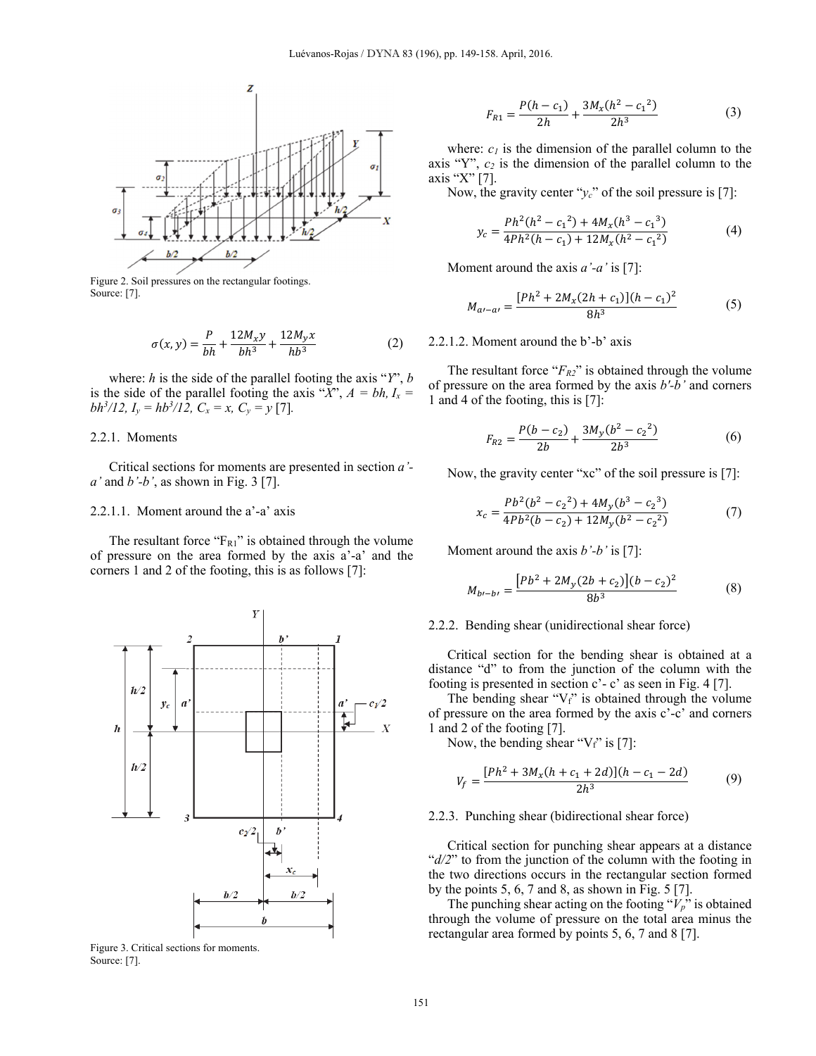Figure 2. Soil pressures on the rectangular footings.
Source: [7].

$$\sigma(x,y) = \frac{P}{bh} + \frac{12M_x y}{bh^3} + \frac{12M_y x}{hb^3} \tag{2}$$

where: $h$ is the side of the parallel footing the axis "$Y$", $b$ is the side of the parallel footing the axis "$X$", $A = bh$, $I_x = bh^3/12$, $I_y = hb^3/12$, $C_x = x$, $C_y = y$ [7].

### 2.2.1. Moments

Critical sections for moments are presented in section *a'-a'* and *b'-b'*, as shown in Fig. 3 [7].

#### 2.2.1.1. Moment around the a'-a' axis

The resultant force "$F_{R1}$" is obtained through the volume of pressure on the area formed by the axis a'-a' and the corners 1 and 2 of the footing, this is as follows [7]:

Figure 3. Critical sections for moments.
Source: [7].

$$F_{R1} = \frac{P(h - c_1)}{2h} + \frac{3M_x(h^2 - c_1{}^2)}{2h^3} \tag{3}$$

where: $c_1$ is the dimension of the parallel column to the axis "Y", $c_2$ is the dimension of the parallel column to the axis "X" [7].

Now, the gravity center "$y_c$" of the soil pressure is [7]:

$$y_c = \frac{Ph^2(h^2 - c_1{}^2) + 4M_x(h^3 - c_1{}^3)}{4Ph^2(h - c_1) + 12M_x(h^2 - c_1{}^2)} \tag{4}$$

Moment around the axis *a'-a'* is [7]:

$$M_{a'-a'} = \frac{[Ph^2 + 2M_x(2h + c_1)](h - c_1)^2}{8h^3} \tag{5}$$

#### 2.2.1.2. Moment around the b'-b' axis

The resultant force "$F_{R2}$" is obtained through the volume of pressure on the area formed by the axis *b'-b'* and corners 1 and 4 of the footing, this is [7]:

$$F_{R2} = \frac{P(b - c_2)}{2b} + \frac{3M_y(b^2 - c_2{}^2)}{2b^3} \tag{6}$$

Now, the gravity center "xc" of the soil pressure is [7]:

$$x_c = \frac{Pb^2(b^2 - c_2{}^2) + 4M_y(b^3 - c_2{}^3)}{4Pb^2(b - c_2) + 12M_y(b^2 - c_2{}^2)} \tag{7}$$

Moment around the axis *b'-b'* is [7]:

$$M_{b'-b'} = \frac{[Pb^2 + 2M_y(2b + c_2)](b - c_2)^2}{8b^3} \tag{8}$$

### 2.2.2. Bending shear (unidirectional shear force)

Critical section for the bending shear is obtained at a distance "d" to from the junction of the column with the footing is presented in section c'- c' as seen in Fig. 4 [7].

The bending shear "$V_f$" is obtained through the volume of pressure on the area formed by the axis c'-c' and corners 1 and 2 of the footing [7].

Now, the bending shear "$V_f$" is [7]:

$$V_f = \frac{[Ph^2 + 3M_x(h + c_1 + 2d)](h - c_1 - 2d)}{2h^3} \tag{9}$$

### 2.2.3. Punching shear (bidirectional shear force)

Critical section for punching shear appears at a distance "*d/2*" to from the junction of the column with the footing in the two directions occurs in the rectangular section formed by the points 5, 6, 7 and 8, as shown in Fig. 5 [7].

The punching shear acting on the footing "$V_p$" is obtained through the volume of pressure on the total area minus the rectangular area formed by points 5, 6, 7 and 8 [7].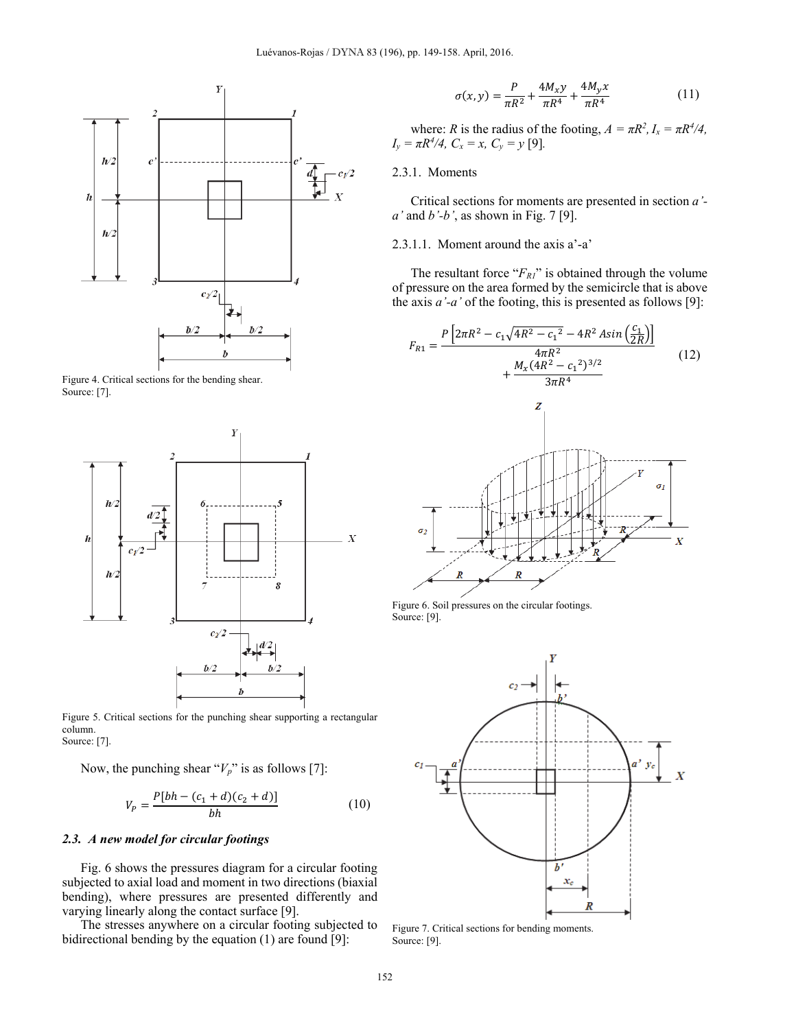Figure 4. Critical sections for the bending shear.
Source: [7].

Figure 5. Critical sections for the punching shear supporting a rectangular column.
Source: [7].

Now, the punching shear "$V_p$" is as follows [7]:

$$V_P = \frac{P[bh - (c_1 + d)(c_2 + d)]}{bh} \tag{10}$$

### 2.3. *A new model for circular footings*

Fig. 6 shows the pressures diagram for a circular footing subjected to axial load and moment in two directions (biaxial bending), where pressures are presented differently and varying linearly along the contact surface [9].

The stresses anywhere on a circular footing subjected to bidirectional bending by the equation (1) are found [9]:

$$\sigma(x, y) = \frac{P}{\pi R^2} + \frac{4M_x y}{\pi R^4} + \frac{4M_y x}{\pi R^4} \tag{11}$$

where: $R$ is the radius of the footing, $A = \pi R^2$, $I_x = \pi R^4/4$, $I_y = \pi R^4/4$, $C_x = x$, $C_y = y$ [9].

#### 2.3.1. Moments

Critical sections for moments are presented in section *a'-a'* and *b'-b'*, as shown in Fig. 7 [9].

##### 2.3.1.1. Moment around the axis a'-a'

The resultant force "$F_{R1}$" is obtained through the volume of pressure on the area formed by the semicircle that is above the axis *a'-a'* of the footing, this is presented as follows [9]:

$$F_{R1} = \frac{P\left[2\pi R^2 - c_1\sqrt{4R^2 - c_1{}^2} - 4R^2\,Asin\left(\frac{c_1}{2R}\right)\right]}{4\pi R^2} + \frac{M_x(4R^2 - c_1{}^2)^{3/2}}{3\pi R^4} \tag{12}$$

Figure 6. Soil pressures on the circular footings.
Source: [9].

Figure 7. Critical sections for bending moments.
Source: [9].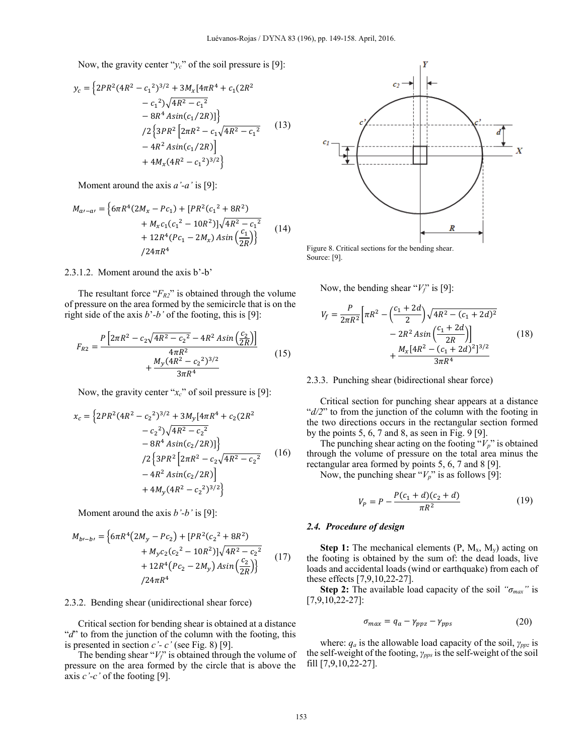Now, the gravity center "$y_c$" of the soil pressure is [9]:

$$y_c = \Big\{2PR^2(4R^2 - {c_1}^2)^{3/2} + 3M_x[4\pi R^4 + c_1(2R^2 - {c_1}^2)\sqrt{4R^2 - {c_1}^2} - 8R^4\,Asin(c_1/2R)]\Big\} \Big/ 2\Big\{3PR^2\Big[2\pi R^2 - c_1\sqrt{4R^2 - {c_1}^2} - 4R^2\,Asin(c_1/2R)\Big] + 4M_x(4R^2 - {c_1}^2)^{3/2}\Big\} \tag{13}$$

Moment around the axis *a'-a'* is [9]:

$$M_{a'-a'} = \Big\{6\pi R^4(2M_x - Pc_1) + [PR^2({c_1}^2 + 8R^2) + M_x c_1({c_1}^2 - 10R^2)]\sqrt{4R^2 - {c_1}^2} + 12R^4(Pc_1 - 2M_x)\,Asin\left(\frac{c_1}{2R}\right)\Big\} \Big/ 24\pi R^4 \tag{14}$$

#### 2.3.1.2. Moment around the axis b'-b'

The resultant force "$F_{R2}$" is obtained through the volume of pressure on the area formed by the semicircle that is on the right side of the axis *b'-b'* of the footing, this is [9]:

$$F_{R2} = \frac{P\left[2\pi R^2 - c_2\sqrt{4R^2 - {c_2}^2} - 4R^2\,Asin\left(\frac{c_2}{2R}\right)\right]}{4\pi R^2} + \frac{M_y(4R^2 - {c_2}^2)^{3/2}}{3\pi R^4} \tag{15}$$

Now, the gravity center "$x_c$" of soil pressure is [9]:

$$x_c = \Big\{2PR^2(4R^2 - {c_2}^2)^{3/2} + 3M_y[4\pi R^4 + c_2(2R^2 - {c_2}^2)\sqrt{4R^2 - {c_2}^2} - 8R^4\,Asin(c_2/2R)]\Big\} \Big/ 2\Big\{3PR^2\Big[2\pi R^2 - c_2\sqrt{4R^2 - {c_2}^2} - 4R^2\,Asin(c_2/2R)\Big] + 4M_y(4R^2 - {c_2}^2)^{3/2}\Big\} \tag{16}$$

Moment around the axis *b'-b'* is [9]:

$$M_{b'-b'} = \Big\{6\pi R^4(2M_y - Pc_2) + [PR^2({c_2}^2 + 8R^2) + M_y c_2({c_2}^2 - 10R^2)]\sqrt{4R^2 - {c_2}^2} + 12R^4(Pc_2 - 2M_y)\,Asin\left(\frac{c_2}{2R}\right)\Big\} \Big/ 24\pi R^4 \tag{17}$$

### 2.3.2. Bending shear (unidirectional shear force)

Critical section for bending shear is obtained at a distance "$d$" to from the junction of the column with the footing, this is presented in section *c'- c'* (see Fig. 8) [9].

The bending shear "$V_f$" is obtained through the volume of pressure on the area formed by the circle that is above the axis *c'-c'* of the footing [9].

Figure 8. Critical sections for the bending shear.
Source: [9].

Now, the bending shear "$V_f$" is [9]:

$$V_f = \frac{P}{2\pi R^2}\left[\pi R^2 - \left(\frac{c_1 + 2d}{2}\right)\sqrt{4R^2 - (c_1 + 2d)^2} - 2R^2\,Asin\left(\frac{c_1 + 2d}{2R}\right)\right] + \frac{M_x[4R^2 - (c_1 + 2d)^2]^{3/2}}{3\pi R^4} \tag{18}$$

### 2.3.3. Punching shear (bidirectional shear force)

Critical section for punching shear appears at a distance "$d/2$" to from the junction of the column with the footing in the two directions occurs in the rectangular section formed by the points 5, 6, 7 and 8, as seen in Fig. 9 [9].

The punching shear acting on the footing "$V_p$" is obtained through the volume of pressure on the total area minus the rectangular area formed by points 5, 6, 7 and 8 [9].

Now, the punching shear "$V_p$" is as follows [9]:

$$V_P = P - \frac{P(c_1 + d)(c_2 + d)}{\pi R^2} \tag{19}$$

## 2.4. Procedure of design

**Step 1:** The mechanical elements (P, $M_x$, $M_y$) acting on the footing is obtained by the sum of: the dead loads, live loads and accidental loads (wind or earthquake) from each of these effects [7,9,10,22-27].

**Step 2:** The available load capacity of the soil *"$\sigma_{max}$"* is [7,9,10,22-27]:

$$\sigma_{max} = q_a - \gamma_{ppz} - \gamma_{pps} \tag{20}$$

where: $q_a$ is the allowable load capacity of the soil, $\gamma_{ppz}$ is the self-weight of the footing, $\gamma_{pps}$ is the self-weight of the soil fill [7,9,10,22-27].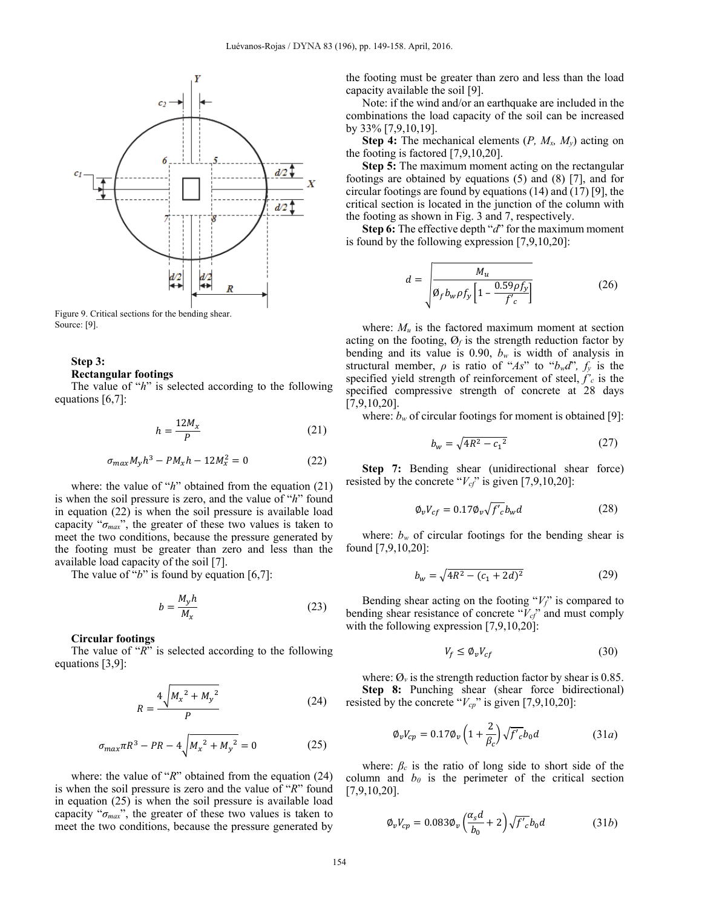Figure 9. Critical sections for the bending shear.
Source: [9].

**Step 3:**

**Rectangular footings**

The value of "$h$" is selected according to the following equations [6,7]:

$$h = \frac{12M_x}{P} \tag{21}$$

$$\sigma_{max} M_y h^3 - PM_x h - 12M_x^2 = 0 \tag{22}$$

where: the value of "$h$" obtained from the equation (21) is when the soil pressure is zero, and the value of "$h$" found in equation (22) is when the soil pressure is available load capacity "$\sigma_{max}$", the greater of these two values is taken to meet the two conditions, because the pressure generated by the footing must be greater than zero and less than the available load capacity of the soil [7].

The value of "$b$" is found by equation [6,7]:

$$b = \frac{M_y h}{M_x} \tag{23}$$

**Circular footings**

The value of "$R$" is selected according to the following equations [3,9]:

$$R = \frac{4\sqrt{{M_x}^2 + {M_y}^2}}{P} \tag{24}$$

$$\sigma_{max} \pi R^3 - PR - 4\sqrt{{M_x}^2 + {M_y}^2} = 0 \tag{25}$$

where: the value of "$R$" obtained from the equation (24) is when the soil pressure is zero and the value of "$R$" found in equation (25) is when the soil pressure is available load capacity "$\sigma_{max}$", the greater of these two values is taken to meet the two conditions, because the pressure generated by the footing must be greater than zero and less than the load capacity available the soil [9].

Note: if the wind and/or an earthquake are included in the combinations the load capacity of the soil can be increased by 33% [7,9,10,19].

**Step 4:** The mechanical elements ($P$, $M_x$, $M_y$) acting on the footing is factored [7,9,10,20].

**Step 5:** The maximum moment acting on the rectangular footings are obtained by equations (5) and (8) [7], and for circular footings are found by equations (14) and (17) [9], the critical section is located in the junction of the column with the footing as shown in Fig. 3 and 7, respectively.

**Step 6:** The effective depth "$d$" for the maximum moment is found by the following expression [7,9,10,20]:

$$d = \sqrt{\frac{M_u}{\emptyset_f b_w \rho f_y \left[1 - \frac{0.59 \rho f_y}{f'_c}\right]}} \tag{26}$$

where: $M_u$ is the factored maximum moment at section acting on the footing, $\emptyset_f$ is the strength reduction factor by bending and its value is 0.90, $b_w$ is width of analysis in structural member, $\rho$ is ratio of "$As$" to "$b_w d$", $f_y$ is the specified yield strength of reinforcement of steel, $f'_c$ is the specified compressive strength of concrete at 28 days [7,9,10,20].

where: $b_w$ of circular footings for moment is obtained [9]:

$$b_w = \sqrt{4R^2 - {c_1}^2} \tag{27}$$

**Step 7:** Bending shear (unidirectional shear force) resisted by the concrete "$V_{cf}$" is given [7,9,10,20]:

$$\emptyset_v V_{cf} = 0.17 \emptyset_v \sqrt{f'_c} b_w d \tag{28}$$

where: $b_w$ of circular footings for the bending shear is found [7,9,10,20]:

$$b_w = \sqrt{4R^2 - (c_1 + 2d)^2} \tag{29}$$

Bending shear acting on the footing "$V_f$" is compared to bending shear resistance of concrete "$V_{cf}$" and must comply with the following expression [7,9,10,20]:

$$V_f \leq \emptyset_v V_{cf} \tag{30}$$

where: $\emptyset_v$ is the strength reduction factor by shear is 0.85.

**Step 8:** Punching shear (shear force bidirectional) resisted by the concrete "$V_{cp}$" is given [7,9,10,20]:

$$\emptyset_v V_{cp} = 0.17 \emptyset_v \left(1 + \frac{2}{\beta_c}\right) \sqrt{f'_c} b_0 d \tag{31a}$$

where: $\beta_c$ is the ratio of long side to short side of the column and $b_0$ is the perimeter of the critical section [7,9,10,20].

$$\emptyset_v V_{cp} = 0.083 \emptyset_v \left(\frac{\alpha_s d}{b_0} + 2\right) \sqrt{f'_c} b_0 d \tag{31b}$$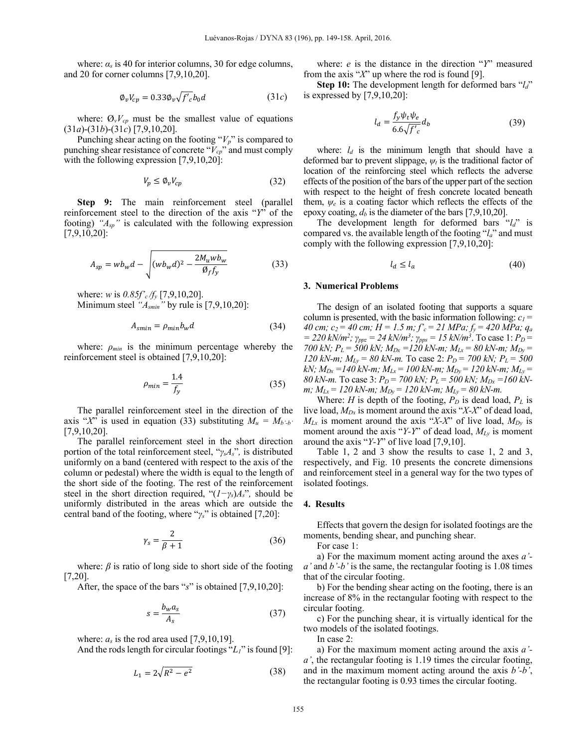where: $\alpha_s$ is 40 for interior columns, 30 for edge columns, and 20 for corner columns [7,9,10,20].

$$\emptyset_v V_{cp} = 0.33\emptyset_v\sqrt{f'_c}\, b_0 d \qquad (31c)$$

where: $Ø_v V_{cp}$ must be the smallest value of equations (31*a*)-(31*b*)-(31*c*) [7,9,10,20].

Punching shear acting on the footing "$V_p$" is compared to punching shear resistance of concrete "$V_{cp}$" and must comply with the following expression [7,9,10,20]:

$$V_p \leq \emptyset_v V_{cp} \qquad (32)$$

**Step 9:** The main reinforcement steel (parallel reinforcement steel to the direction of the axis "*Y*" of the footing) *"$A_{sp}$"* is calculated with the following expression [7,9,10,20]:

$$A_{sp} = wb_w d - \sqrt{(wb_w d)^2 - \frac{2M_u w b_w}{\emptyset_f f_y}} \qquad (33)$$

where: *w* is $0.85f'_c/f_y$ [7,9,10,20].

Minimum steel *"$A_{smin}$"* by rule is [7,9,10,20]:

$$A_{smin} = \rho_{min} b_w d \qquad (34)$$

where: $\rho_{min}$ is the minimum percentage whereby the reinforcement steel is obtained [7,9,10,20]:

$$\rho_{min} = \frac{1.4}{f_y} \qquad (35)$$

The parallel reinforcement steel in the direction of the axis "*X*" is used in equation (33) substituting $M_u = M_{b'-b'}$ [7,9,10,20].

The parallel reinforcement steel in the short direction portion of the total reinforcement steel, "$\gamma_s A_s$", is distributed uniformly on a band (centered with respect to the axis of the column or pedestal) where the width is equal to the length of the short side of the footing. The rest of the reinforcement steel in the short direction required, "$(1-\gamma_s)A_s$", should be uniformly distributed in the areas which are outside the central band of the footing, where "$\gamma_s$" is obtained [7,20]:

$$\gamma_s = \frac{2}{\beta + 1} \qquad (36)$$

where: $\beta$ is ratio of long side to short side of the footing [7,20].

After, the space of the bars "*s*" is obtained [7,9,10,20]:

$$s = \frac{b_w a_s}{A_s} \qquad (37)$$

where: $a_s$ is the rod area used [7,9,10,19].

And the rods length for circular footings "$L_1$" is found [9]:

$$L_1 = 2\sqrt{R^2 - e^2} \qquad (38)$$

where: *e* is the distance in the direction "*Y*" measured from the axis "*X*" up where the rod is found [9].

**Step 10:** The development length for deformed bars "$l_d$" is expressed by [7,9,10,20]:

$$l_d = \frac{f_y \psi_t \psi_e}{6.6\sqrt{f'_c}} d_b \qquad (39)$$

where: $l_d$ is the minimum length that should have a deformed bar to prevent slippage, $\psi_t$ is the traditional factor of location of the reinforcing steel which reflects the adverse effects of the position of the bars of the upper part of the section with respect to the height of fresh concrete located beneath them, $\psi_e$ is a coating factor which reflects the effects of the epoxy coating, $d_b$ is the diameter of the bars [7,9,10,20].

The development length for deformed bars "$l_d$" is compared vs. the available length of the footing "$l_a$" and must comply with the following expression [7,9,10,20]:

$$l_d \leq l_a \qquad (40)$$

## 3. Numerical Problems

The design of an isolated footing that supports a square column is presented, with the basic information following: *$c_1$ = 40 cm; $c_2$ = 40 cm; H = 1.5 m; $f'_c$ = 21 MPa; $f_y$ = 420 MPa; $q_a$ = 220 kN/m$^2$; $\gamma_{ppz}$ = 24 kN/m$^3$; $\gamma_{pps}$ = 15 kN/m$^3$.* To case 1: *$P_D$ = 700 kN; $P_L$ = 500 kN; $M_{Dx}$ =120 kN-m; $M_{Lx}$ = 80 kN-m; $M_{Dy}$ = 120 kN-m; $M_{Ly}$ = 80 kN-m.* To case 2: *$P_D$ = 700 kN; $P_L$ = 500 kN; $M_{Dx}$ =140 kN-m; $M_{Lx}$ = 100 kN-m; $M_{Dy}$ = 120 kN-m; $M_{Ly}$ = 80 kN-m.* To case 3: *$P_D$ = 700 kN; $P_L$ = 500 kN; $M_{Dx}$ =160 kN-m; $M_{Lx}$ = 120 kN-m; $M_{Dy}$ = 120 kN-m; $M_{Ly}$ = 80 kN-m.*

Where: *H* is depth of the footing, $P_D$ is dead load, $P_L$ is live load, $M_{Dx}$ is moment around the axis "*X-X*" of dead load, $M_{Lx}$ is moment around the axis "*X-X*" of live load, $M_{Dy}$ is moment around the axis "*Y-Y*" of dead load, $M_{Ly}$ is moment around the axis "*Y-Y*" of live load [7,9,10].

Table 1, 2 and 3 show the results to case 1, 2 and 3, respectively, and Fig. 10 presents the concrete dimensions and reinforcement steel in a general way for the two types of isolated footings.

## 4. Results

Effects that govern the design for isolated footings are the moments, bending shear, and punching shear.

For case 1:

a) For the maximum moment acting around the axes *a'-a'* and *b'-b'* is the same, the rectangular footing is 1.08 times that of the circular footing.

b) For the bending shear acting on the footing, there is an increase of 8% in the rectangular footing with respect to the circular footing.

c) For the punching shear, it is virtually identical for the two models of the isolated footings.

In case 2:

a) For the maximum moment acting around the axis *a'-a'*, the rectangular footing is 1.19 times the circular footing, and in the maximum moment acting around the axis *b'-b'*, the rectangular footing is 0.93 times the circular footing.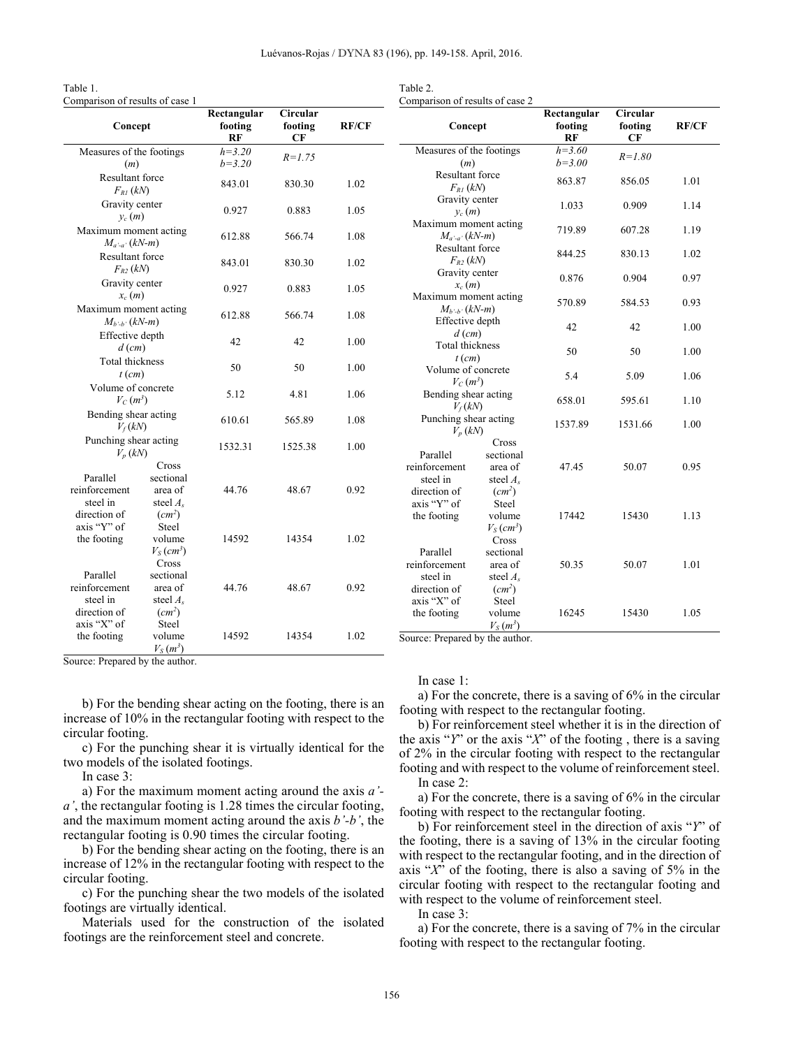Table 1.
Comparison of results of case 1

| Concept | | Rectangular footing RF | Circular footing CF | RF/CF |
|---|---|---|---|---|
| Measures of the footings ($m$) | | $h$=3.20 $b$=3.20 | $R$=1.75 | |
| Resultant force $F_{R1}$ ($kN$) | | 843.01 | 830.30 | 1.02 |
| Gravity center $y_c$ ($m$) | | 0.927 | 0.883 | 1.05 |
| Maximum moment acting $M_{a'-a'}$ ($kN$-$m$) | | 612.88 | 566.74 | 1.08 |
| Resultant force $F_{R2}$ ($kN$) | | 843.01 | 830.30 | 1.02 |
| Gravity center $x_c$ ($m$) | | 0.927 | 0.883 | 1.05 |
| Maximum moment acting $M_{b'-b'}$ ($kN$-$m$) | | 612.88 | 566.74 | 1.08 |
| Effective depth $d$ ($cm$) | | 42 | 42 | 1.00 |
| Total thickness $t$ ($cm$) | | 50 | 50 | 1.00 |
| Volume of concrete $V_C$ ($m^3$) | | 5.12 | 4.81 | 1.06 |
| Bending shear acting $V_f$ ($kN$) | | 610.61 | 565.89 | 1.08 |
| Punching shear acting $V_p$ ($kN$) | | 1532.31 | 1525.38 | 1.00 |
| Parallel reinforcement steel in direction of axis "Y" of the footing | Cross sectional area of steel $A_s$ ($cm^2$) | 44.76 | 48.67 | 0.92 |
| | Steel volume $V_S$ ($cm^3$) | 14592 | 14354 | 1.02 |
| Parallel reinforcement steel in direction of axis "X" of the footing | Cross sectional area of steel $A_s$ ($cm^2$) | 44.76 | 48.67 | 0.92 |
| | Steel volume $V_S$ ($m^3$) | 14592 | 14354 | 1.02 |

Source: Prepared by the author.

b) For the bending shear acting on the footing, there is an increase of 10% in the rectangular footing with respect to the circular footing.

c) For the punching shear it is virtually identical for the two models of the isolated footings.

In case 3:

a) For the maximum moment acting around the axis $a'$-$a'$, the rectangular footing is 1.28 times the circular footing, and the maximum moment acting around the axis $b'$-$b'$, the rectangular footing is 0.90 times the circular footing.

b) For the bending shear acting on the footing, there is an increase of 12% in the rectangular footing with respect to the circular footing.

c) For the punching shear the two models of the isolated footings are virtually identical.

Materials used for the construction of the isolated footings are the reinforcement steel and concrete.

Table 2.
Comparison of results of case 2

| Concept | | Rectangular footing RF | Circular footing CF | RF/CF |
|---|---|---|---|---|
| Measures of the footings ($m$) | | $h$=3.60 $b$=3.00 | $R$=1.80 | |
| Resultant force $F_{R1}$ ($kN$) | | 863.87 | 856.05 | 1.01 |
| Gravity center $y_c$ ($m$) | | 1.033 | 0.909 | 1.14 |
| Maximum moment acting $M_{a'-a'}$ ($kN$-$m$) | | 719.89 | 607.28 | 1.19 |
| Resultant force $F_{R2}$ ($kN$) | | 844.25 | 830.13 | 1.02 |
| Gravity center $x_c$ ($m$) | | 0.876 | 0.904 | 0.97 |
| Maximum moment acting $M_{b'-b'}$ ($kN$-$m$) | | 570.89 | 584.53 | 0.93 |
| Effective depth $d$ ($cm$) | | 42 | 42 | 1.00 |
| Total thickness $t$ ($cm$) | | 50 | 50 | 1.00 |
| Volume of concrete $V_C$ ($m^3$) | | 5.4 | 5.09 | 1.06 |
| Bending shear acting $V_f$ ($kN$) | | 658.01 | 595.61 | 1.10 |
| Punching shear acting $V_p$ ($kN$) | | 1537.89 | 1531.66 | 1.00 |
| Parallel reinforcement steel in direction of axis "Y" of the footing | Cross sectional area of steel $A_s$ ($cm^2$) | 47.45 | 50.07 | 0.95 |
| | Steel volume $V_S$ ($cm^3$) | 17442 | 15430 | 1.13 |
| Parallel reinforcement steel in direction of axis "X" of the footing | Cross sectional area of steel $A_s$ ($cm^2$) | 50.35 | 50.07 | 1.01 |
| | Steel volume $V_S$ ($m^3$) | 16245 | 15430 | 1.05 |

Source: Prepared by the author.

In case 1:

a) For the concrete, there is a saving of 6% in the circular footing with respect to the rectangular footing.

b) For reinforcement steel whether it is in the direction of the axis "$Y$" or the axis "$X$" of the footing , there is a saving of 2% in the circular footing with respect to the rectangular footing and with respect to the volume of reinforcement steel.

In case 2:

a) For the concrete, there is a saving of 6% in the circular footing with respect to the rectangular footing.

b) For reinforcement steel in the direction of axis "$Y$" of the footing, there is a saving of 13% in the circular footing with respect to the rectangular footing, and in the direction of axis "$X$" of the footing, there is also a saving of 5% in the circular footing with respect to the rectangular footing and with respect to the volume of reinforcement steel.

In case 3:

a) For the concrete, there is a saving of 7% in the circular footing with respect to the rectangular footing.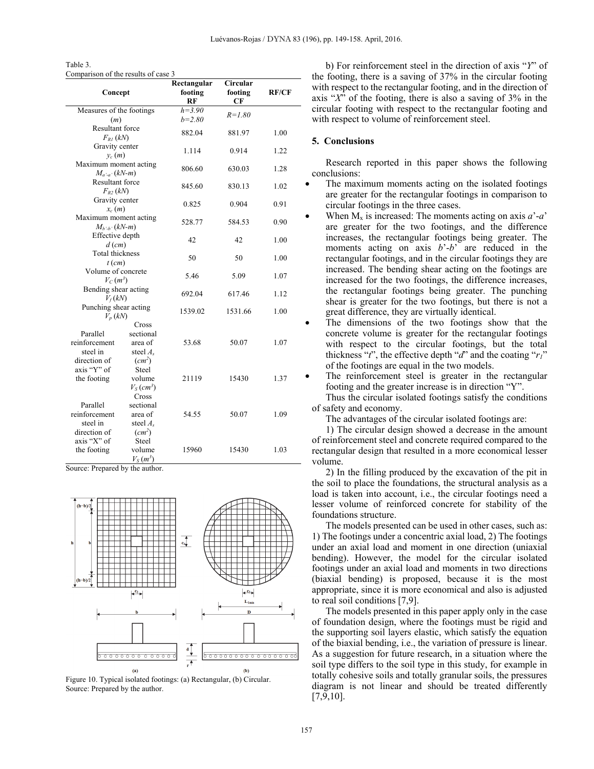Table 3.
Comparison of the results of case 3

| Concept | | Rectangular footing RF | Circular footing CF | RF/CF |
|---|---|---|---|---|
| Measures of the footings ($m$) | | $h=3.90$ $b=2.80$ | $R=1.80$ | |
| Resultant force $F_{R1}$ ($kN$) | | 882.04 | 881.97 | 1.00 |
| Gravity center $y_c$ ($m$) | | 1.114 | 0.914 | 1.22 |
| Maximum moment acting $M_{a'-a'}$ ($kN$-$m$) | | 806.60 | 630.03 | 1.28 |
| Resultant force $F_{R2}$ ($kN$) | | 845.60 | 830.13 | 1.02 |
| Gravity center $x_c$ ($m$) | | 0.825 | 0.904 | 0.91 |
| Maximum moment acting $M_{b'-b'}$ ($kN$-$m$) | | 528.77 | 584.53 | 0.90 |
| Effective depth $d$ ($cm$) | | 42 | 42 | 1.00 |
| Total thickness $t$ ($cm$) | | 50 | 50 | 1.00 |
| Volume of concrete $V_C$ ($m^3$) | | 5.46 | 5.09 | 1.07 |
| Bending shear acting $V_f$ ($kN$) | | 692.04 | 617.46 | 1.12 |
| Punching shear acting $V_p$ ($kN$) | | 1539.02 | 1531.66 | 1.00 |
| Parallel reinforcement steel in direction of axis "Y" of the footing | Cross sectional area of steel $A_s$ ($cm^2$) | 53.68 | 50.07 | 1.07 |
| | Steel volume $V_S$ ($cm^3$) | 21119 | 15430 | 1.37 |
| Parallel reinforcement steel in direction of axis "X" of the footing | Cross sectional area of steel $A_s$ ($cm^2$) | 54.55 | 50.07 | 1.09 |
| | Steel volume $V_S$ ($m^3$) | 15960 | 15430 | 1.03 |

Source: Prepared by the author.

Figure 10. Typical isolated footings: (a) Rectangular, (b) Circular.
Source: Prepared by the author.

b) For reinforcement steel in the direction of axis "*Y*" of the footing, there is a saving of 37% in the circular footing with respect to the rectangular footing, and in the direction of axis "*X*" of the footing, there is also a saving of 3% in the circular footing with respect to the rectangular footing and with respect to volume of reinforcement steel.

## 5. Conclusions

Research reported in this paper shows the following conclusions:

- The maximum moments acting on the isolated footings are greater for the rectangular footings in comparison to circular footings in the three cases.
- When $M_x$ is increased: The moments acting on axis *a*'-*a*' are greater for the two footings, and the difference increases, the rectangular footings being greater. The moments acting on axis *b*'-*b*' are reduced in the rectangular footings, and in the circular footings they are increased. The bending shear acting on the footings are increased for the two footings, the difference increases, the rectangular footings being greater. The punching shear is greater for the two footings, but there is not a great difference, they are virtually identical.
- The dimensions of the two footings show that the concrete volume is greater for the rectangular footings with respect to the circular footings, but the total thickness "*t*", the effective depth "*d*" and the coating "$r_1$" of the footings are equal in the two models.
- The reinforcement steel is greater in the rectangular footing and the greater increase is in direction "Y".

Thus the circular isolated footings satisfy the conditions of safety and economy.

The advantages of the circular isolated footings are:

1) The circular design showed a decrease in the amount of reinforcement steel and concrete required compared to the rectangular design that resulted in a more economical lesser volume.

2) In the filling produced by the excavation of the pit in the soil to place the foundations, the structural analysis as a load is taken into account, i.e., the circular footings need a lesser volume of reinforced concrete for stability of the foundations structure.

The models presented can be used in other cases, such as: 1) The footings under a concentric axial load, 2) The footings under an axial load and moment in one direction (uniaxial bending). However, the model for the circular isolated footings under an axial load and moments in two directions (biaxial bending) is proposed, because it is the most appropriate, since it is more economical and also is adjusted to real soil conditions [7,9].

The models presented in this paper apply only in the case of foundation design, where the footings must be rigid and the supporting soil layers elastic, which satisfy the equation of the biaxial bending, i.e., the variation of pressure is linear. As a suggestion for future research, in a situation where the soil type differs to the soil type in this study, for example in totally cohesive soils and totally granular soils, the pressures diagram is not linear and should be treated differently [7,9,10].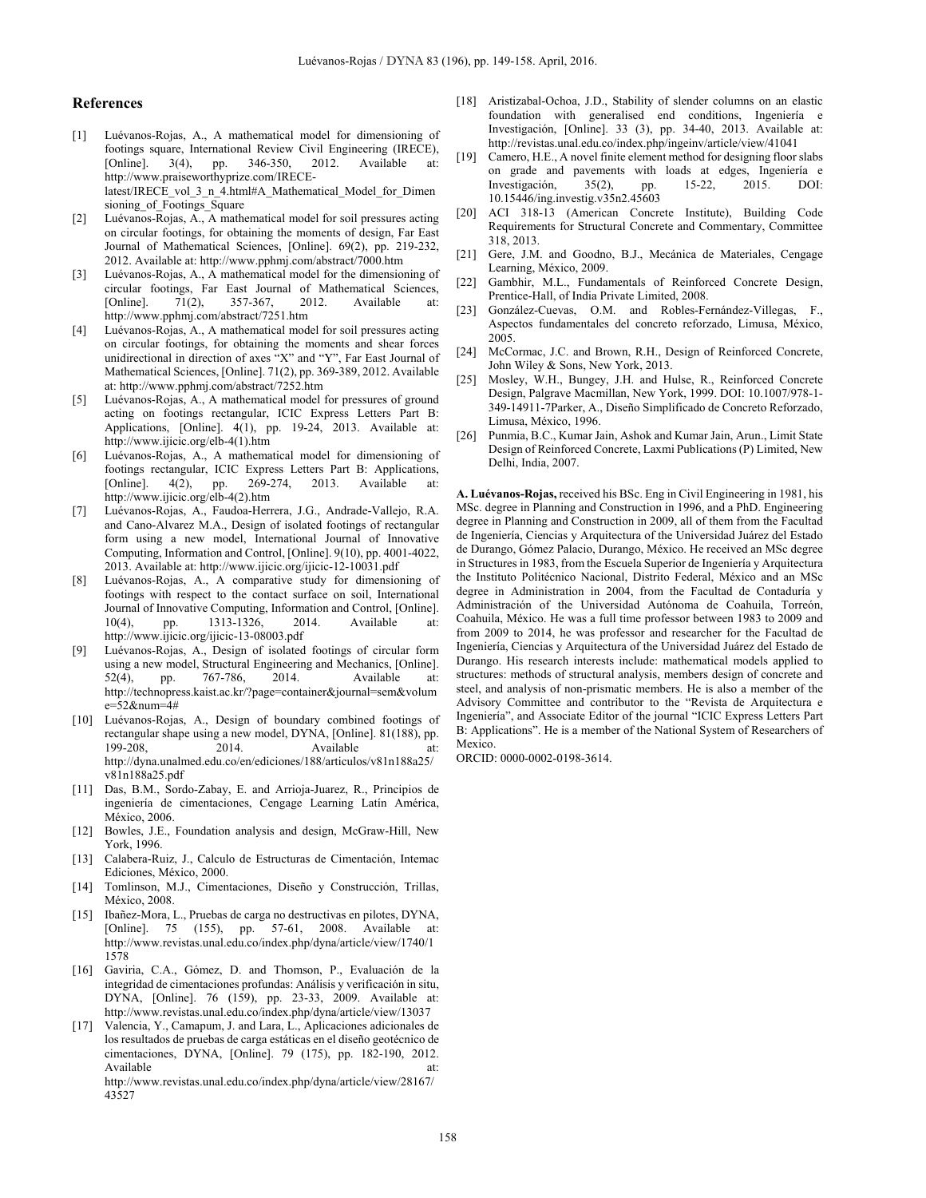## References

[1] Luévanos-Rojas, A., A mathematical model for dimensioning of footings square, International Review Civil Engineering (IRECE), [Online]. 3(4), pp. 346-350, 2012. Available at: http://www.praiseworthyprize.com/IRECE-latest/IRECE_vol_3_n_4.html#A_Mathematical_Model_for_Dimensioning_of_Footings_Square

[2] Luévanos-Rojas, A., A mathematical model for soil pressures acting on circular footings, for obtaining the moments of design, Far East Journal of Mathematical Sciences, [Online]. 69(2), pp. 219-232, 2012. Available at: http://www.pphmj.com/abstract/7000.htm

[3] Luévanos-Rojas, A., A mathematical model for the dimensioning of circular footings, Far East Journal of Mathematical Sciences, [Online]. 71(2), 357-367, 2012. Available at: http://www.pphmj.com/abstract/7251.htm

[4] Luévanos-Rojas, A., A mathematical model for soil pressures acting on circular footings, for obtaining the moments and shear forces unidirectional in direction of axes "X" and "Y", Far East Journal of Mathematical Sciences, [Online]. 71(2), pp. 369-389, 2012. Available at: http://www.pphmj.com/abstract/7252.htm

[5] Luévanos-Rojas, A., A mathematical model for pressures of ground acting on footings rectangular, ICIC Express Letters Part B: Applications, [Online]. 4(1), pp. 19-24, 2013. Available at: http://www.ijicic.org/elb-4(1).htm

[6] Luévanos-Rojas, A., A mathematical model for dimensioning of footings rectangular, ICIC Express Letters Part B: Applications, [Online]. 4(2), pp. 269-274, 2013. Available at: http://www.ijicic.org/elb-4(2).htm

[7] Luévanos-Rojas, A., Faudoa-Herrera, J.G., Andrade-Vallejo, R.A. and Cano-Alvarez M.A., Design of isolated footings of rectangular form using a new model, International Journal of Innovative Computing, Information and Control, [Online]. 9(10), pp. 4001-4022, 2013. Available at: http://www.ijicic.org/ijicic-12-10031.pdf

[8] Luévanos-Rojas, A., A comparative study for dimensioning of footings with respect to the contact surface on soil, International Journal of Innovative Computing, Information and Control, [Online]. 10(4), pp. 1313-1326, 2014. Available at: http://www.ijicic.org/ijicic-13-08003.pdf

[9] Luévanos-Rojas, A., Design of isolated footings of circular form using a new model, Structural Engineering and Mechanics, [Online]. 52(4), pp. 767-786, 2014. Available at: http://technopress.kaist.ac.kr/?page=container&journal=sem&volume=52&num=4#

[10] Luévanos-Rojas, A., Design of boundary combined footings of rectangular shape using a new model, DYNA, [Online]. 81(188), pp. 199-208, 2014. Available at: http://dyna.unalmed.edu.co/en/ediciones/188/articulos/v81n188a25/v81n188a25.pdf

[11] Das, B.M., Sordo-Zabay, E. and Arrioja-Juarez, R., Principios de ingeniería de cimentaciones, Cengage Learning Latín América, México, 2006.

[12] Bowles, J.E., Foundation analysis and design, McGraw-Hill, New York, 1996.

[13] Calabera-Ruiz, J., Calculo de Estructuras de Cimentación, Intemac Ediciones, México, 2000.

[14] Tomlinson, M.J., Cimentaciones, Diseño y Construcción, Trillas, México, 2008.

[15] Ibañez-Mora, L., Pruebas de carga no destructivas en pilotes, DYNA, [Online]. 75 (155), pp. 57-61, 2008. Available at: http://www.revistas.unal.edu.co/index.php/dyna/article/view/1740/11578

[16] Gaviria, C.A., Gómez, D. and Thomson, P., Evaluación de la integridad de cimentaciones profundas: Análisis y verificación in situ, DYNA, [Online]. 76 (159), pp. 23-33, 2009. Available at: http://www.revistas.unal.edu.co/index.php/dyna/article/view/13037

[17] Valencia, Y., Camapum, J. and Lara, L., Aplicaciones adicionales de los resultados de pruebas de carga estáticas en el diseño geotécnico de cimentaciones, DYNA, [Online]. 79 (175), pp. 182-190, 2012. Available at: http://www.revistas.unal.edu.co/index.php/dyna/article/view/28167/43527

[18] Aristizabal-Ochoa, J.D., Stability of slender columns on an elastic foundation with generalised end conditions, Ingeniería e Investigación, [Online]. 33 (3), pp. 34-40, 2013. Available at: http://revistas.unal.edu.co/index.php/ingeinv/article/view/41041

[19] Camero, H.E., A novel finite element method for designing floor slabs on grade and pavements with loads at edges, Ingeniería e Investigación, 35(2), pp. 15-22, 2015. DOI: 10.15446/ing.investig.v35n2.45603

[20] ACI 318-13 (American Concrete Institute), Building Code Requirements for Structural Concrete and Commentary, Committee 318, 2013.

[21] Gere, J.M. and Goodno, B.J., Mecánica de Materiales, Cengage Learning, México, 2009.

[22] Gambhir, M.L., Fundamentals of Reinforced Concrete Design, Prentice-Hall, of India Private Limited, 2008.

[23] González-Cuevas, O.M. and Robles-Fernández-Villegas, F., Aspectos fundamentales del concreto reforzado, Limusa, México, 2005.

[24] McCormac, J.C. and Brown, R.H., Design of Reinforced Concrete, John Wiley & Sons, New York, 2013.

[25] Mosley, W.H., Bungey, J.H. and Hulse, R., Reinforced Concrete Design, Palgrave Macmillan, New York, 1999. DOI: 10.1007/978-1-349-14911-7Parker, A., Diseño Simplificado de Concreto Reforzado, Limusa, México, 1996.

[26] Punmia, B.C., Kumar Jain, Ashok and Kumar Jain, Arun., Limit State Design of Reinforced Concrete, Laxmi Publications (P) Limited, New Delhi, India, 2007.

**A. Luévanos-Rojas,** received his BSc. Eng in Civil Engineering in 1981, his MSc. degree in Planning and Construction in 1996, and a PhD. Engineering degree in Planning and Construction in 2009, all of them from the Facultad de Ingeniería, Ciencias y Arquitectura of the Universidad Juárez del Estado de Durango, Gómez Palacio, Durango, México. He received an MSc degree in Structures in 1983, from the Escuela Superior de Ingeniería y Arquitectura the Instituto Politécnico Nacional, Distrito Federal, México and an MSc degree in Administration in 2004, from the Facultad de Contaduría y Administración de la Universidad Autónoma de Coahuila, Torreón, Coahuila, México. He was a full time professor between 1983 to 2009 and from 2009 to 2014, he was professor and researcher for the Facultad de Ingeniería, Ciencias y Arquitectura of the Universidad Juárez del Estado de Durango. His research interests include: mathematical models applied to structures: methods of structural analysis, members design of concrete and steel, and analysis of non-prismatic members. He is also a member of the Advisory Committee and contributor to the "Revista de Arquitectura e Ingeniería", and Associate Editor of the journal "ICIC Express Letters Part B: Applications". He is a member of the National System of Researchers of Mexico.

ORCID: 0000-0002-0198-3614.